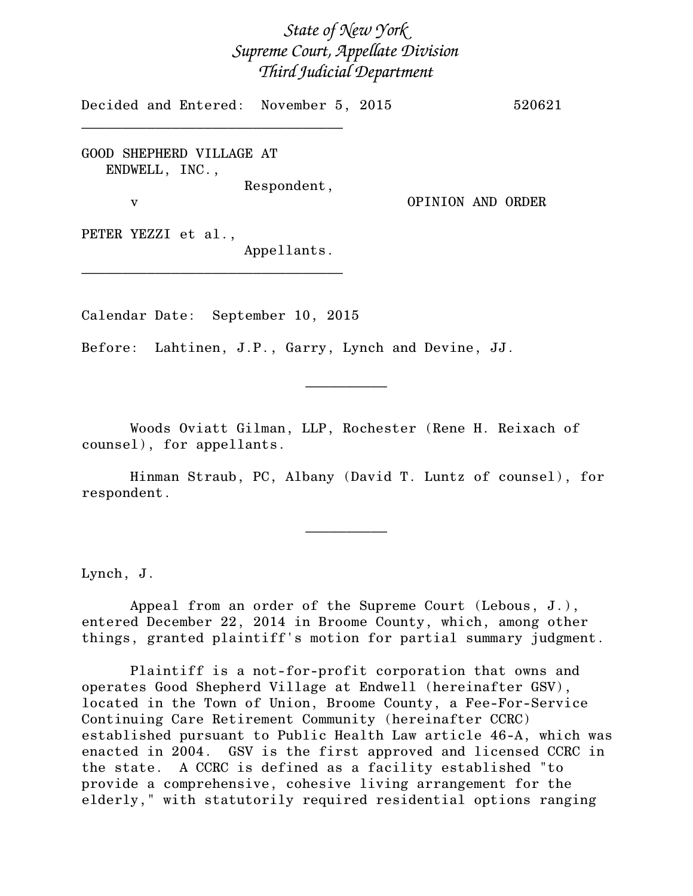*State of New York*
*Supreme Court, Appellate Division*
*Third Judicial Department*

Decided and Entered: November 5, 2015 520621

---

GOOD SHEPHERD VILLAGE AT ENDWELL, INC.,
Respondent,

v

OPINION AND ORDER

PETER YEZZI et al.,
Appellants.

---

Calendar Date: September 10, 2015

Before: Lahtinen, J.P., Garry, Lynch and Devine, JJ.

---

Woods Oviatt Gilman, LLP, Rochester (Rene H. Reixach of counsel), for appellants.

Hinman Straub, PC, Albany (David T. Luntz of counsel), for respondent.

---

Lynch, J.

Appeal from an order of the Supreme Court (Lebous, J.), entered December 22, 2014 in Broome County, which, among other things, granted plaintiff's motion for partial summary judgment.

Plaintiff is a not-for-profit corporation that owns and operates Good Shepherd Village at Endwell (hereinafter GSV), located in the Town of Union, Broome County, a Fee-For-Service Continuing Care Retirement Community (hereinafter CCRC) established pursuant to Public Health Law article 46-A, which was enacted in 2004. GSV is the first approved and licensed CCRC in the state. A CCRC is defined as a facility established "to provide a comprehensive, cohesive living arrangement for the elderly," with statutorily required residential options ranging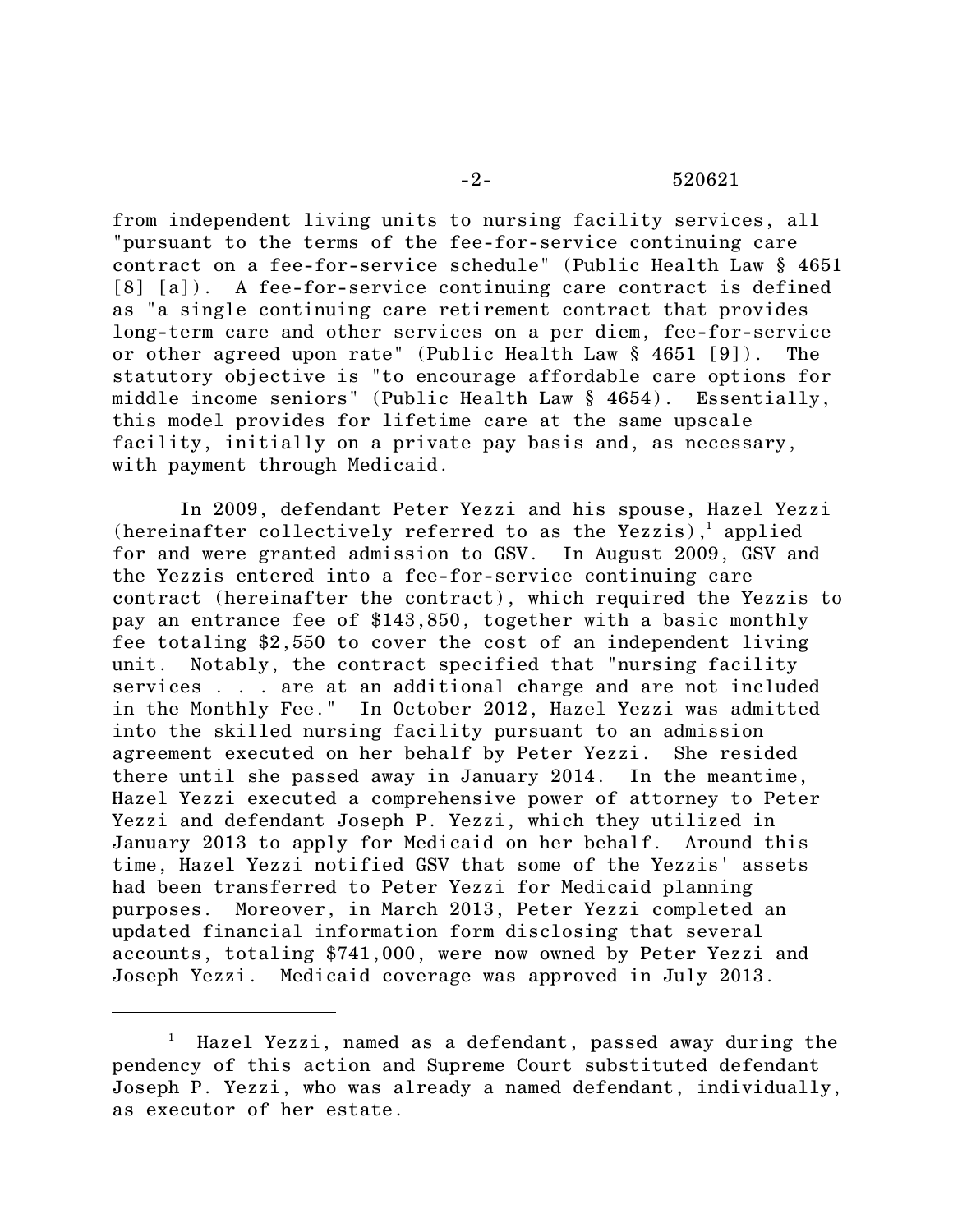from independent living units to nursing facility services, all "pursuant to the terms of the fee-for-service continuing care contract on a fee-for-service schedule" (Public Health Law § 4651 [8] [a]). A fee-for-service continuing care contract is defined as "a single continuing care retirement contract that provides long-term care and other services on a per diem, fee-for-service or other agreed upon rate" (Public Health Law § 4651 [9]). The statutory objective is "to encourage affordable care options for middle income seniors" (Public Health Law § 4654). Essentially, this model provides for lifetime care at the same upscale facility, initially on a private pay basis and, as necessary, with payment through Medicaid.

In 2009, defendant Peter Yezzi and his spouse, Hazel Yezzi (hereinafter collectively referred to as the Yezzis),[1] applied for and were granted admission to GSV. In August 2009, GSV and the Yezzis entered into a fee-for-service continuing care contract (hereinafter the contract), which required the Yezzis to pay an entrance fee of $143,850, together with a basic monthly fee totaling $2,550 to cover the cost of an independent living unit. Notably, the contract specified that "nursing facility services . . . are at an additional charge and are not included in the Monthly Fee." In October 2012, Hazel Yezzi was admitted into the skilled nursing facility pursuant to an admission agreement executed on her behalf by Peter Yezzi. She resided there until she passed away in January 2014. In the meantime, Hazel Yezzi executed a comprehensive power of attorney to Peter Yezzi and defendant Joseph P. Yezzi, which they utilized in January 2013 to apply for Medicaid on her behalf. Around this time, Hazel Yezzi notified GSV that some of the Yezzis' assets had been transferred to Peter Yezzi for Medicaid planning purposes. Moreover, in March 2013, Peter Yezzi completed an updated financial information form disclosing that several accounts, totaling $741,000, were now owned by Peter Yezzi and Joseph Yezzi. Medicaid coverage was approved in July 2013.

---

[1] Hazel Yezzi, named as a defendant, passed away during the pendency of this action and Supreme Court substituted defendant Joseph P. Yezzi, who was already a named defendant, individually, as executor of her estate.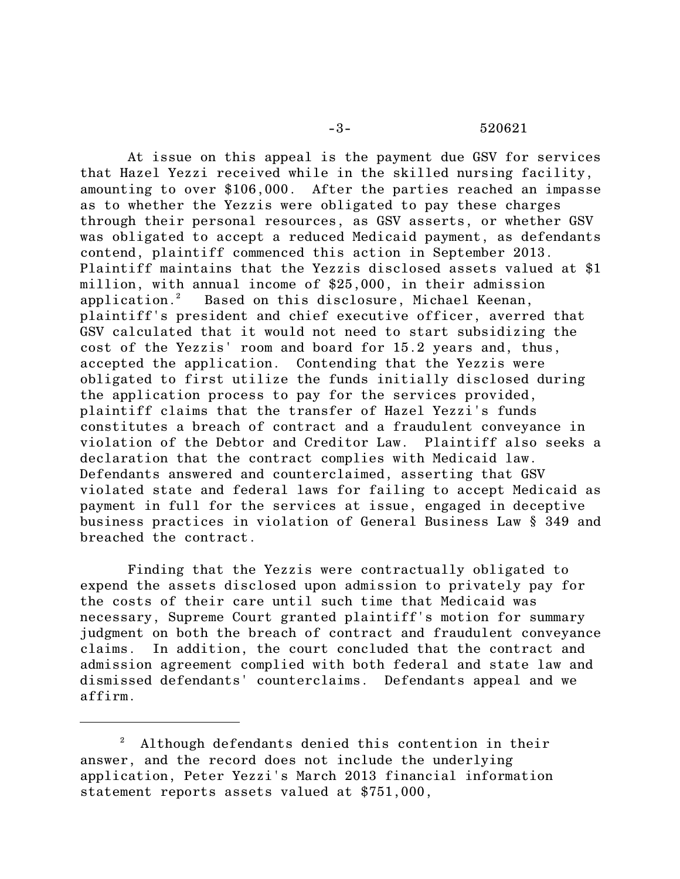At issue on this appeal is the payment due GSV for services that Hazel Yezzi received while in the skilled nursing facility, amounting to over $106,000. After the parties reached an impasse as to whether the Yezzis were obligated to pay these charges through their personal resources, as GSV asserts, or whether GSV was obligated to accept a reduced Medicaid payment, as defendants contend, plaintiff commenced this action in September 2013. Plaintiff maintains that the Yezzis disclosed assets valued at $1 million, with annual income of $25,000, in their admission application.[2] Based on this disclosure, Michael Keenan, plaintiff's president and chief executive officer, averred that GSV calculated that it would not need to start subsidizing the cost of the Yezzis' room and board for 15.2 years and, thus, accepted the application. Contending that the Yezzis were obligated to first utilize the funds initially disclosed during the application process to pay for the services provided, plaintiff claims that the transfer of Hazel Yezzi's funds constitutes a breach of contract and a fraudulent conveyance in violation of the Debtor and Creditor Law. Plaintiff also seeks a declaration that the contract complies with Medicaid law. Defendants answered and counterclaimed, asserting that GSV violated state and federal laws for failing to accept Medicaid as payment in full for the services at issue, engaged in deceptive business practices in violation of General Business Law § 349 and breached the contract.

Finding that the Yezzis were contractually obligated to expend the assets disclosed upon admission to privately pay for the costs of their care until such time that Medicaid was necessary, Supreme Court granted plaintiff's motion for summary judgment on both the breach of contract and fraudulent conveyance claims. In addition, the court concluded that the contract and admission agreement complied with both federal and state law and dismissed defendants' counterclaims. Defendants appeal and we affirm.

---

[2] Although defendants denied this contention in their answer, and the record does not include the underlying application, Peter Yezzi's March 2013 financial information statement reports assets valued at $751,000,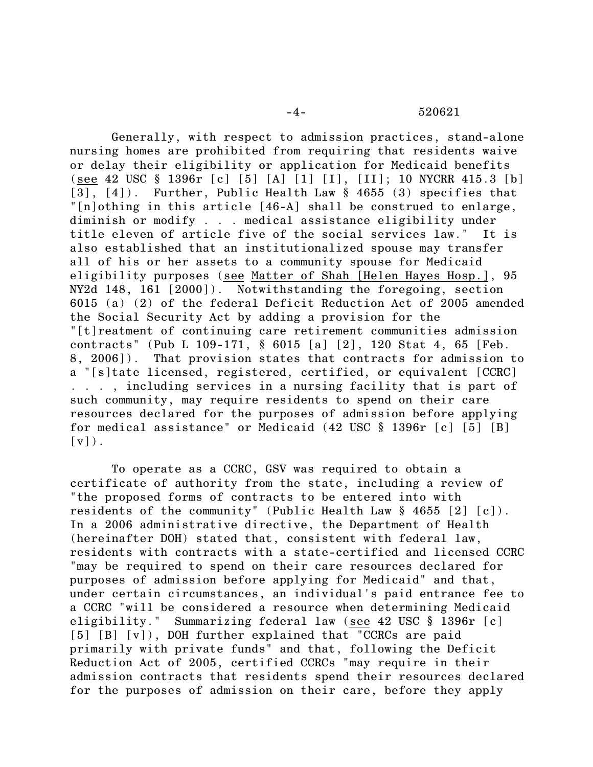Generally, with respect to admission practices, stand-alone nursing homes are prohibited from requiring that residents waive or delay their eligibility or application for Medicaid benefits (see 42 USC § 1396r [c] [5] [A] [1] [I], [II]; 10 NYCRR 415.3 [b] [3], [4]). Further, Public Health Law § 4655 (3) specifies that "[n]othing in this article [46-A] shall be construed to enlarge, diminish or modify . . . medical assistance eligibility under title eleven of article five of the social services law." It is also established that an institutionalized spouse may transfer all of his or her assets to a community spouse for Medicaid eligibility purposes (see Matter of Shah [Helen Hayes Hosp.], 95 NY2d 148, 161 [2000]). Notwithstanding the foregoing, section 6015 (a) (2) of the federal Deficit Reduction Act of 2005 amended the Social Security Act by adding a provision for the "[t]reatment of continuing care retirement communities admission contracts" (Pub L 109-171, § 6015 [a] [2], 120 Stat 4, 65 [Feb. 8, 2006]). That provision states that contracts for admission to a "[s]tate licensed, registered, certified, or equivalent [CCRC] . . . , including services in a nursing facility that is part of such community, may require residents to spend on their care resources declared for the purposes of admission before applying for medical assistance" or Medicaid (42 USC § 1396r [c] [5] [B] [v]).

To operate as a CCRC, GSV was required to obtain a certificate of authority from the state, including a review of "the proposed forms of contracts to be entered into with residents of the community" (Public Health Law § 4655 [2] [c]). In a 2006 administrative directive, the Department of Health (hereinafter DOH) stated that, consistent with federal law, residents with contracts with a state-certified and licensed CCRC "may be required to spend on their care resources declared for purposes of admission before applying for Medicaid" and that, under certain circumstances, an individual's paid entrance fee to a CCRC "will be considered a resource when determining Medicaid eligibility." Summarizing federal law (see 42 USC § 1396r [c] [5] [B] [v]), DOH further explained that "CCRCs are paid primarily with private funds" and that, following the Deficit Reduction Act of 2005, certified CCRCs "may require in their admission contracts that residents spend their resources declared for the purposes of admission on their care, before they apply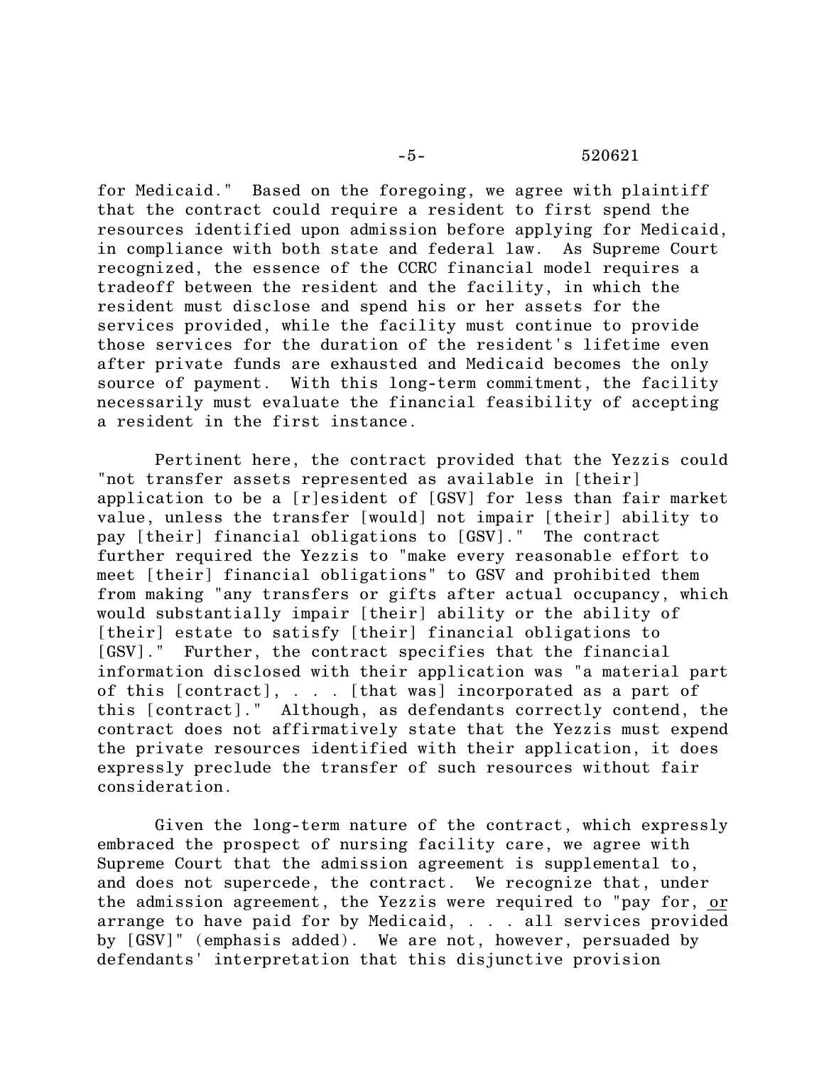for Medicaid." Based on the foregoing, we agree with plaintiff that the contract could require a resident to first spend the resources identified upon admission before applying for Medicaid, in compliance with both state and federal law. As Supreme Court recognized, the essence of the CCRC financial model requires a tradeoff between the resident and the facility, in which the resident must disclose and spend his or her assets for the services provided, while the facility must continue to provide those services for the duration of the resident's lifetime even after private funds are exhausted and Medicaid becomes the only source of payment. With this long-term commitment, the facility necessarily must evaluate the financial feasibility of accepting a resident in the first instance.

Pertinent here, the contract provided that the Yezzis could "not transfer assets represented as available in [their] application to be a [r]esident of [GSV] for less than fair market value, unless the transfer [would] not impair [their] ability to pay [their] financial obligations to [GSV]." The contract further required the Yezzis to "make every reasonable effort to meet [their] financial obligations" to GSV and prohibited them from making "any transfers or gifts after actual occupancy, which would substantially impair [their] ability or the ability of [their] estate to satisfy [their] financial obligations to [GSV]." Further, the contract specifies that the financial information disclosed with their application was "a material part of this [contract], . . . [that was] incorporated as a part of this [contract]." Although, as defendants correctly contend, the contract does not affirmatively state that the Yezzis must expend the private resources identified with their application, it does expressly preclude the transfer of such resources without fair consideration.

Given the long-term nature of the contract, which expressly embraced the prospect of nursing facility care, we agree with Supreme Court that the admission agreement is supplemental to, and does not supercede, the contract. We recognize that, under the admission agreement, the Yezzis were required to "pay for, <u>or</u> arrange to have paid for by Medicaid, . . . all services provided by [GSV]" (emphasis added). We are not, however, persuaded by defendants' interpretation that this disjunctive provision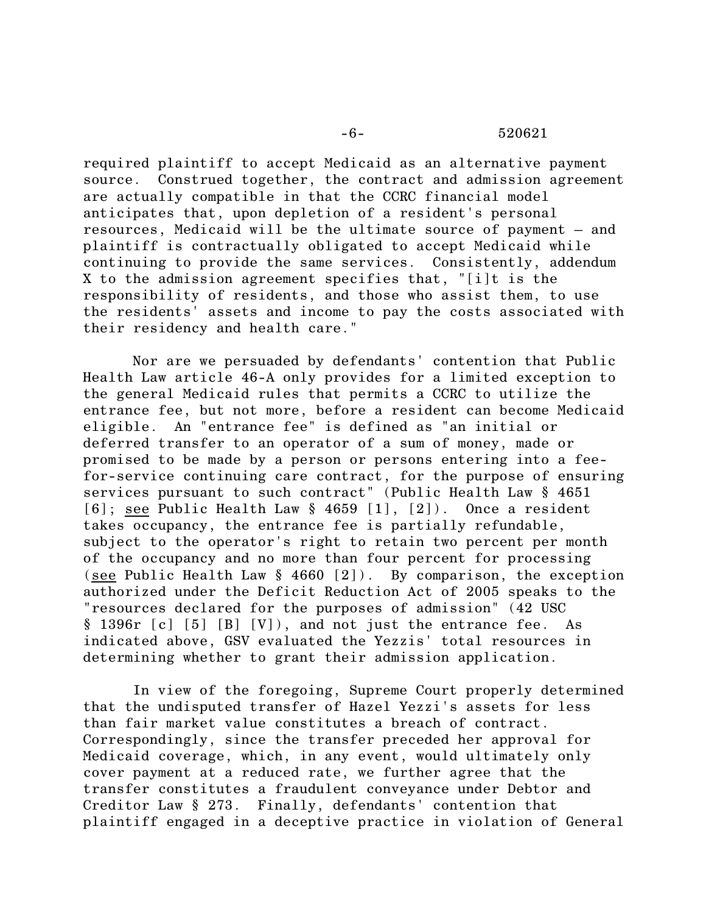required plaintiff to accept Medicaid as an alternative payment source. Construed together, the contract and admission agreement are actually compatible in that the CCRC financial model anticipates that, upon depletion of a resident's personal resources, Medicaid will be the ultimate source of payment – and plaintiff is contractually obligated to accept Medicaid while continuing to provide the same services. Consistently, addendum X to the admission agreement specifies that, "[i]t is the responsibility of residents, and those who assist them, to use the residents' assets and income to pay the costs associated with their residency and health care."

Nor are we persuaded by defendants' contention that Public Health Law article 46-A only provides for a limited exception to the general Medicaid rules that permits a CCRC to utilize the entrance fee, but not more, before a resident can become Medicaid eligible. An "entrance fee" is defined as "an initial or deferred transfer to an operator of a sum of money, made or promised to be made by a person or persons entering into a fee-for-service continuing care contract, for the purpose of ensuring services pursuant to such contract" (Public Health Law § 4651 [6]; see Public Health Law § 4659 [1], [2]). Once a resident takes occupancy, the entrance fee is partially refundable, subject to the operator's right to retain two percent per month of the occupancy and no more than four percent for processing (see Public Health Law § 4660 [2]). By comparison, the exception authorized under the Deficit Reduction Act of 2005 speaks to the "resources declared for the purposes of admission" (42 USC § 1396r [c] [5] [B] [V]), and not just the entrance fee. As indicated above, GSV evaluated the Yezzis' total resources in determining whether to grant their admission application.

In view of the foregoing, Supreme Court properly determined that the undisputed transfer of Hazel Yezzi's assets for less than fair market value constitutes a breach of contract. Correspondingly, since the transfer preceded her approval for Medicaid coverage, which, in any event, would ultimately only cover payment at a reduced rate, we further agree that the transfer constitutes a fraudulent conveyance under Debtor and Creditor Law § 273. Finally, defendants' contention that plaintiff engaged in a deceptive practice in violation of General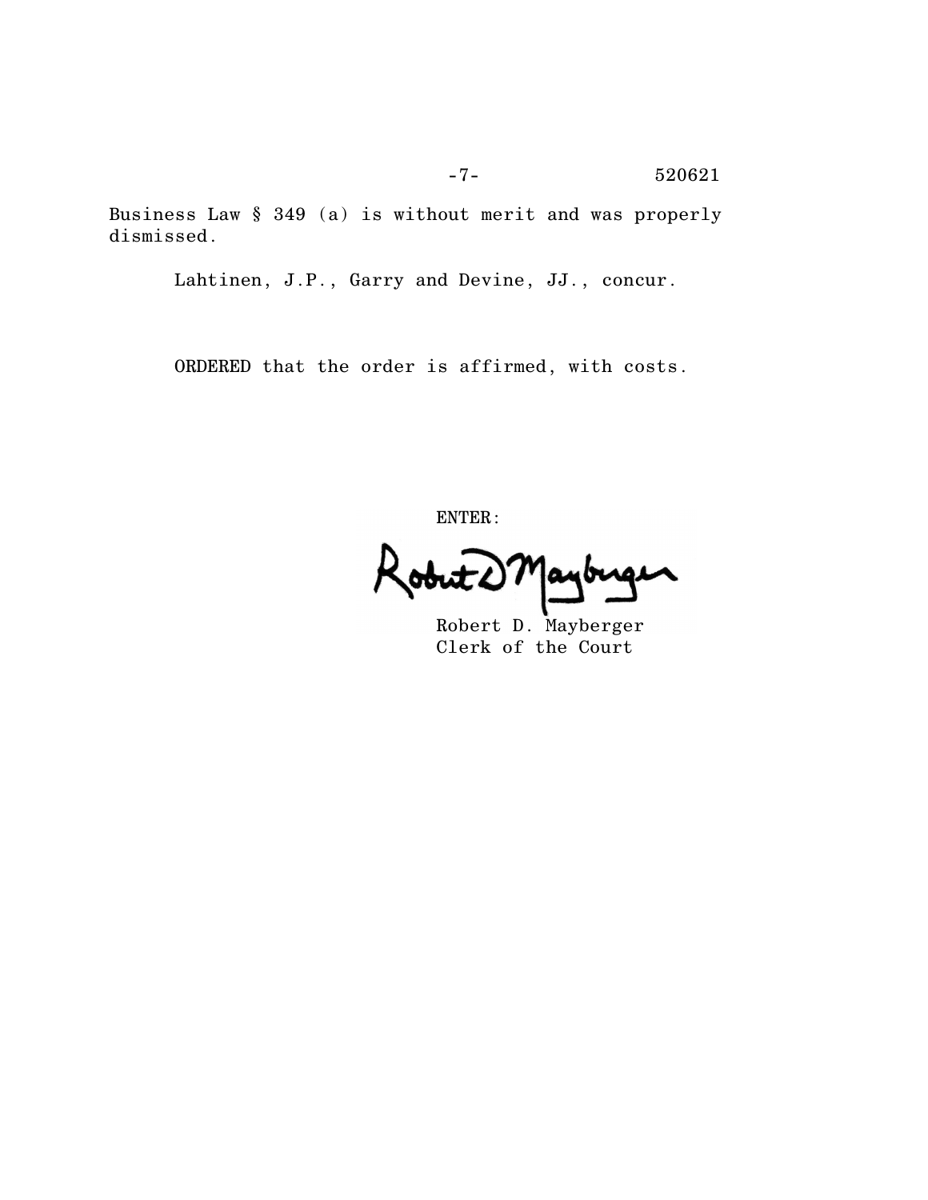Business Law § 349 (a) is without merit and was properly dismissed.

Lahtinen, J.P., Garry and Devine, JJ., concur.

ORDERED that the order is affirmed, with costs.

ENTER:

Robert D. Mayberger
Clerk of the Court